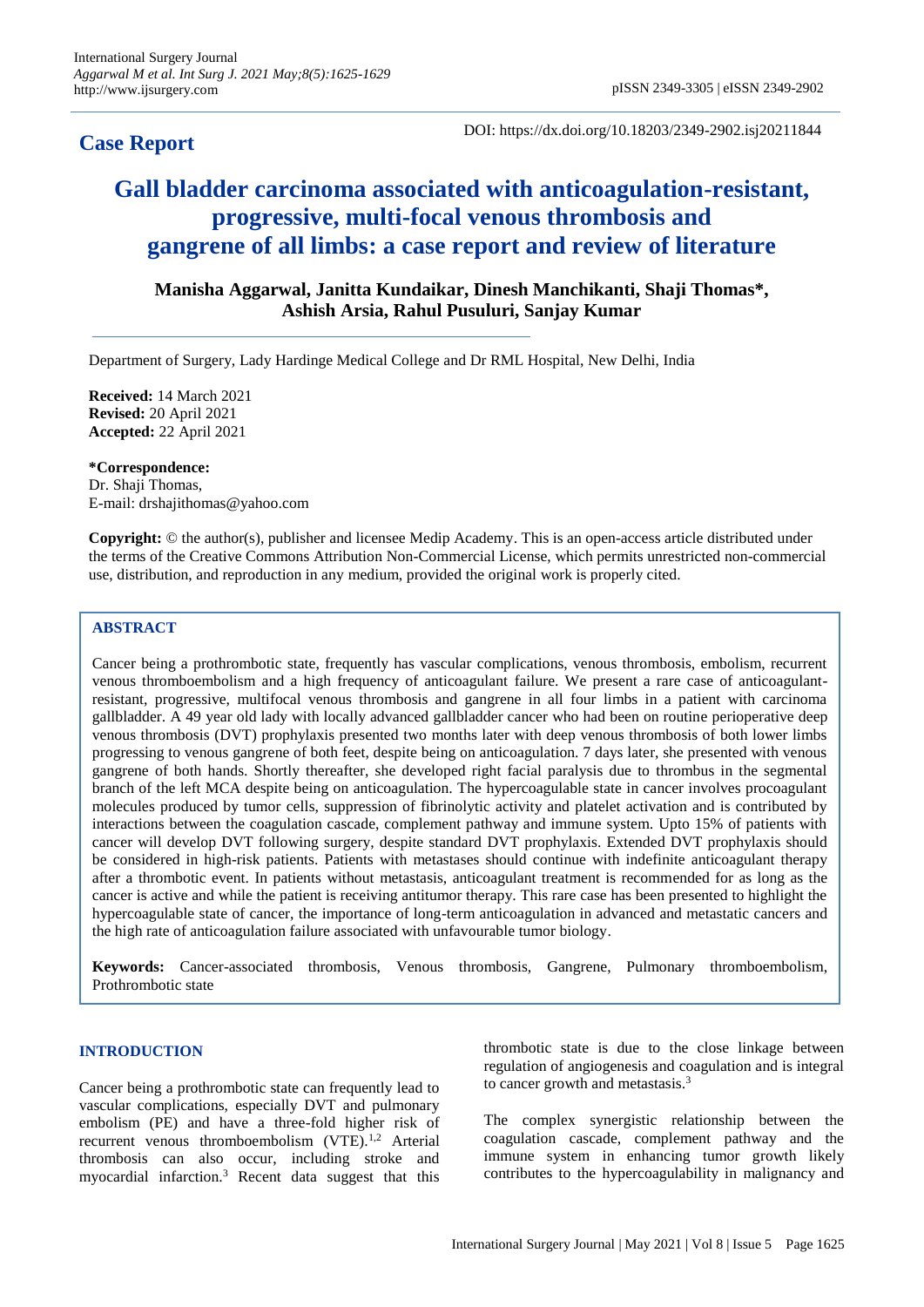**Case Report**

DOI: https://dx.doi.org/10.18203/2349-2902.isj20211844

# Gall bladder carcinoma associated with anticoagulation-resistant, progressive, multi-focal venous thrombosis and gangrene of all limbs: a case report and review of literature

**Manisha Aggarwal, Janitta Kundaikar, Dinesh Manchikanti, Shaji Thomas\*, Ashish Arsia, Rahul Pusuluri, Sanjay Kumar**

Department of Surgery, Lady Hardinge Medical College and Dr RML Hospital, New Delhi, India

**Received:** 14 March 2021
**Revised:** 20 April 2021
**Accepted:** 22 April 2021

**\*Correspondence:**
Dr. Shaji Thomas,
E-mail: drshajithomas@yahoo.com

**Copyright:** © the author(s), publisher and licensee Medip Academy. This is an open-access article distributed under the terms of the Creative Commons Attribution Non-Commercial License, which permits unrestricted non-commercial use, distribution, and reproduction in any medium, provided the original work is properly cited.

## ABSTRACT

Cancer being a prothrombotic state, frequently has vascular complications, venous thrombosis, embolism, recurrent venous thromboembolism and a high frequency of anticoagulant failure. We present a rare case of anticoagulant-resistant, progressive, multifocal venous thrombosis and gangrene in all four limbs in a patient with carcinoma gallbladder. A 49 year old lady with locally advanced gallbladder cancer who had been on routine perioperative deep venous thrombosis (DVT) prophylaxis presented two months later with deep venous thrombosis of both lower limbs progressing to venous gangrene of both feet, despite being on anticoagulation. 7 days later, she presented with venous gangrene of both hands. Shortly thereafter, she developed right facial paralysis due to thrombus in the segmental branch of the left MCA despite being on anticoagulation. The hypercoagulable state in cancer involves procoagulant molecules produced by tumor cells, suppression of fibrinolytic activity and platelet activation and is contributed by interactions between the coagulation cascade, complement pathway and immune system. Upto 15% of patients with cancer will develop DVT following surgery, despite standard DVT prophylaxis. Extended DVT prophylaxis should be considered in high-risk patients. Patients with metastases should continue with indefinite anticoagulant therapy after a thrombotic event. In patients without metastasis, anticoagulant treatment is recommended for as long as the cancer is active and while the patient is receiving antitumor therapy. This rare case has been presented to highlight the hypercoagulable state of cancer, the importance of long-term anticoagulation in advanced and metastatic cancers and the high rate of anticoagulation failure associated with unfavourable tumor biology.

**Keywords:** Cancer-associated thrombosis, Venous thrombosis, Gangrene, Pulmonary thromboembolism, Prothrombotic state

## INTRODUCTION

Cancer being a prothrombotic state can frequently lead to vascular complications, especially DVT and pulmonary embolism (PE) and have a three-fold higher risk of recurrent venous thromboembolism (VTE).[1,2] Arterial thrombosis can also occur, including stroke and myocardial infarction.[3] Recent data suggest that this thrombotic state is due to the close linkage between regulation of angiogenesis and coagulation and is integral to cancer growth and metastasis.[3]

The complex synergistic relationship between the coagulation cascade, complement pathway and the immune system in enhancing tumor growth likely contributes to the hypercoagulability in malignancy and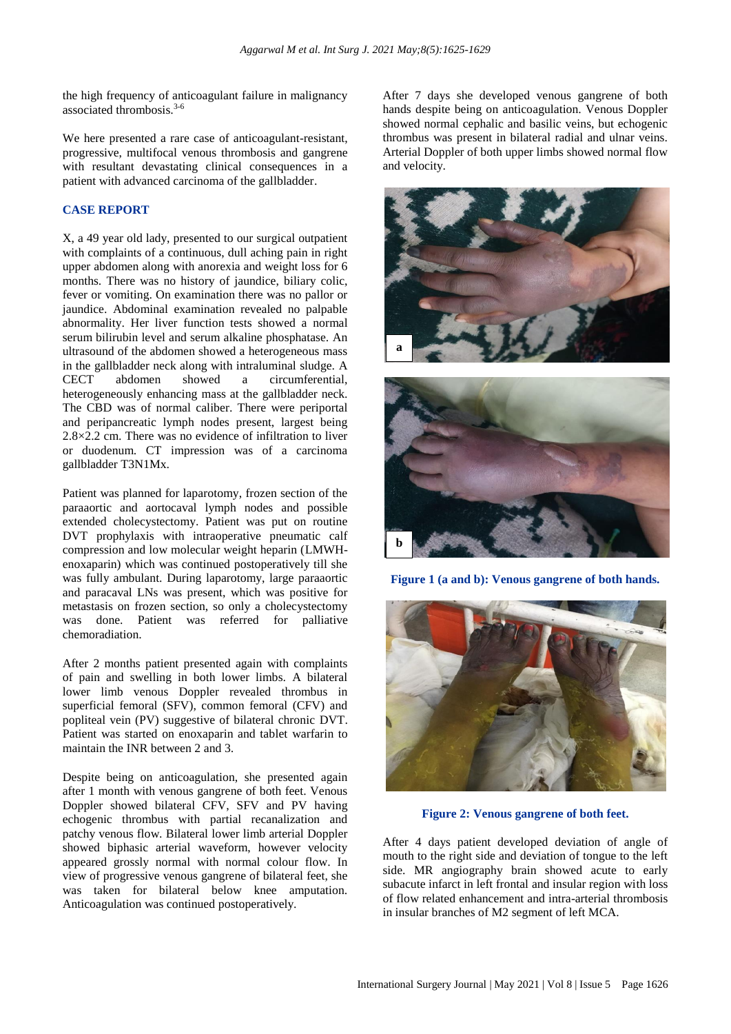the high frequency of anticoagulant failure in malignancy associated thrombosis.[3-6]

We here presented a rare case of anticoagulant-resistant, progressive, multifocal venous thrombosis and gangrene with resultant devastating clinical consequences in a patient with advanced carcinoma of the gallbladder.

## CASE REPORT

X, a 49 year old lady, presented to our surgical outpatient with complaints of a continuous, dull aching pain in right upper abdomen along with anorexia and weight loss for 6 months. There was no history of jaundice, biliary colic, fever or vomiting. On examination there was no pallor or jaundice. Abdominal examination revealed no palpable abnormality. Her liver function tests showed a normal serum bilirubin level and serum alkaline phosphatase. An ultrasound of the abdomen showed a heterogeneous mass in the gallbladder neck along with intraluminal sludge. A CECT abdomen showed a circumferential, heterogeneously enhancing mass at the gallbladder neck. The CBD was of normal caliber. There were periportal and peripancreatic lymph nodes present, largest being 2.8×2.2 cm. There was no evidence of infiltration to liver or duodenum. CT impression was of a carcinoma gallbladder T3N1Mx.

Patient was planned for laparotomy, frozen section of the paraaortic and aortocaval lymph nodes and possible extended cholecystectomy. Patient was put on routine DVT prophylaxis with intraoperative pneumatic calf compression and low molecular weight heparin (LMWH-enoxaparin) which was continued postoperatively till she was fully ambulant. During laparotomy, large paraaortic and paracaval LNs was present, which was positive for metastasis on frozen section, so only a cholecystectomy was done. Patient was referred for palliative chemoradiation.

After 2 months patient presented again with complaints of pain and swelling in both lower limbs. A bilateral lower limb venous Doppler revealed thrombus in superficial femoral (SFV), common femoral (CFV) and popliteal vein (PV) suggestive of bilateral chronic DVT. Patient was started on enoxaparin and tablet warfarin to maintain the INR between 2 and 3.

Despite being on anticoagulation, she presented again after 1 month with venous gangrene of both feet. Venous Doppler showed bilateral CFV, SFV and PV having echogenic thrombus with partial recanalization and patchy venous flow. Bilateral lower limb arterial Doppler showed biphasic arterial waveform, however velocity appeared grossly normal with normal colour flow. In view of progressive venous gangrene of bilateral feet, she was taken for bilateral below knee amputation. Anticoagulation was continued postoperatively.

After 7 days she developed venous gangrene of both hands despite being on anticoagulation. Venous Doppler showed normal cephalic and basilic veins, but echogenic thrombus was present in bilateral radial and ulnar veins. Arterial Doppler of both upper limbs showed normal flow and velocity.

**Figure 1 (a and b): Venous gangrene of both hands.**

**Figure 2: Venous gangrene of both feet.**

After 4 days patient developed deviation of angle of mouth to the right side and deviation of tongue to the left side. MR angiography brain showed acute to early subacute infarct in left frontal and insular region with loss of flow related enhancement and intra-arterial thrombosis in insular branches of M2 segment of left MCA.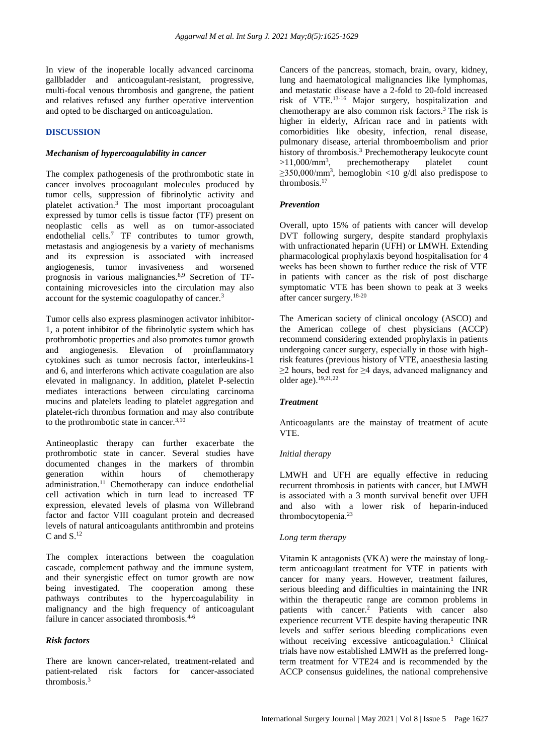In view of the inoperable locally advanced carcinoma gallbladder and anticoagulant-resistant, progressive, multi-focal venous thrombosis and gangrene, the patient and relatives refused any further operative intervention and opted to be discharged on anticoagulation.

## DISCUSSION

### *Mechanism of hypercoagulability in cancer*

The complex pathogenesis of the prothrombotic state in cancer involves procoagulant molecules produced by tumor cells, suppression of fibrinolytic activity and platelet activation.[3] The most important procoagulant expressed by tumor cells is tissue factor (TF) present on neoplastic cells as well as on tumor-associated endothelial cells.[7] TF contributes to tumor growth, metastasis and angiogenesis by a variety of mechanisms and its expression is associated with increased angiogenesis, tumor invasiveness and worsened prognosis in various malignancies.[8,9] Secretion of TF-containing microvesicles into the circulation may also account for the systemic coagulopathy of cancer.[3]

Tumor cells also express plasminogen activator inhibitor-1, a potent inhibitor of the fibrinolytic system which has prothrombotic properties and also promotes tumor growth and angiogenesis. Elevation of proinflammatory cytokines such as tumor necrosis factor, interleukins-1 and 6, and interferons which activate coagulation are also elevated in malignancy. In addition, platelet P-selectin mediates interactions between circulating carcinoma mucins and platelets leading to platelet aggregation and platelet-rich thrombus formation and may also contribute to the prothrombotic state in cancer.[3,10]

Antineoplastic therapy can further exacerbate the prothrombotic state in cancer. Several studies have documented changes in the markers of thrombin generation within hours of chemotherapy administration.[11] Chemotherapy can induce endothelial cell activation which in turn lead to increased TF expression, elevated levels of plasma von Willebrand factor and factor VIII coagulant protein and decreased levels of natural anticoagulants antithrombin and proteins C and S.[12]

The complex interactions between the coagulation cascade, complement pathway and the immune system, and their synergistic effect on tumor growth are now being investigated. The cooperation among these pathways contributes to the hypercoagulability in malignancy and the high frequency of anticoagulant failure in cancer associated thrombosis.[4-6]

### *Risk factors*

There are known cancer-related, treatment-related and patient-related risk factors for cancer-associated thrombosis.[3]

Cancers of the pancreas, stomach, brain, ovary, kidney, lung and haematological malignancies like lymphomas, and metastatic disease have a 2-fold to 20-fold increased risk of VTE.[13-16] Major surgery, hospitalization and chemotherapy are also common risk factors.[3] The risk is higher in elderly, African race and in patients with comorbidities like obesity, infection, renal disease, pulmonary disease, arterial thromboembolism and prior history of thrombosis.[3] Prechemotherapy leukocyte count $>11{,}000/mm^3$, prechemotherapy platelet count $\geq 350{,}000/mm^3$, hemoglobin $<10$ g/dl also predispose to thrombosis.[17]

### *Prevention*

Overall, upto 15% of patients with cancer will develop DVT following surgery, despite standard prophylaxis with unfractionated heparin (UFH) or LMWH. Extending pharmacological prophylaxis beyond hospitalisation for 4 weeks has been shown to further reduce the risk of VTE in patients with cancer as the risk of post discharge symptomatic VTE has been shown to peak at 3 weeks after cancer surgery.[18-20]

The American society of clinical oncology (ASCO) and the American college of chest physicians (ACCP) recommend considering extended prophylaxis in patients undergoing cancer surgery, especially in those with high-risk features (previous history of VTE, anaesthesia lasting $\geq 2$ hours, bed rest for $\geq 4$ days, advanced malignancy and older age).[19,21,22]

### *Treatment*

Anticoagulants are the mainstay of treatment of acute VTE.

#### *Initial therapy*

LMWH and UFH are equally effective in reducing recurrent thrombosis in patients with cancer, but LMWH is associated with a 3 month survival benefit over UFH and also with a lower risk of heparin-induced thrombocytopenia.[23]

#### *Long term therapy*

Vitamin K antagonists (VKA) were the mainstay of long-term anticoagulant treatment for VTE in patients with cancer for many years. However, treatment failures, serious bleeding and difficulties in maintaining the INR within the therapeutic range are common problems in patients with cancer.[2] Patients with cancer also experience recurrent VTE despite having therapeutic INR levels and suffer serious bleeding complications even without receiving excessive anticoagulation.[1] Clinical trials have now established LMWH as the preferred long-term treatment for VTE24 and is recommended by the ACCP consensus guidelines, the national comprehensive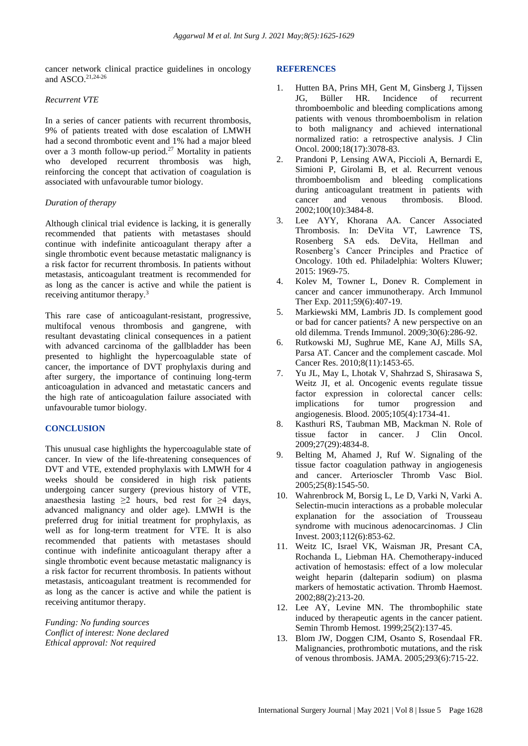cancer network clinical practice guidelines in oncology and ASCO.[21,24-26]

*Recurrent VTE*

In a series of cancer patients with recurrent thrombosis, 9% of patients treated with dose escalation of LMWH had a second thrombotic event and 1% had a major bleed over a 3 month follow-up period.[27] Mortality in patients who developed recurrent thrombosis was high, reinforcing the concept that activation of coagulation is associated with unfavourable tumor biology.

*Duration of therapy*

Although clinical trial evidence is lacking, it is generally recommended that patients with metastases should continue with indefinite anticoagulant therapy after a single thrombotic event because metastatic malignancy is a risk factor for recurrent thrombosis. In patients without metastasis, anticoagulant treatment is recommended for as long as the cancer is active and while the patient is receiving antitumor therapy.[3]

This rare case of anticoagulant-resistant, progressive, multifocal venous thrombosis and gangrene, with resultant devastating clinical consequences in a patient with advanced carcinoma of the gallbladder has been presented to highlight the hypercoagulable state of cancer, the importance of DVT prophylaxis during and after surgery, the importance of continuing long-term anticoagulation in advanced and metastatic cancers and the high rate of anticoagulation failure associated with unfavourable tumor biology.

## CONCLUSION

This unusual case highlights the hypercoagulable state of cancer. In view of the life-threatening consequences of DVT and VTE, extended prophylaxis with LMWH for 4 weeks should be considered in high risk patients undergoing cancer surgery (previous history of VTE, anaesthesia lasting ≥2 hours, bed rest for ≥4 days, advanced malignancy and older age). LMWH is the preferred drug for initial treatment for prophylaxis, as well as for long-term treatment for VTE. It is also recommended that patients with metastases should continue with indefinite anticoagulant therapy after a single thrombotic event because metastatic malignancy is a risk factor for recurrent thrombosis. In patients without metastasis, anticoagulant treatment is recommended for as long as the cancer is active and while the patient is receiving antitumor therapy.

*Funding: No funding sources*
*Conflict of interest: None declared*
*Ethical approval: Not required*

## REFERENCES

1. Hutten BA, Prins MH, Gent M, Ginsberg J, Tijssen JG, Büller HR. Incidence of recurrent thromboembolic and bleeding complications among patients with venous thromboembolism in relation to both malignancy and achieved international normalized ratio: a retrospective analysis. J Clin Oncol. 2000;18(17):3078-83.
2. Prandoni P, Lensing AWA, Piccioli A, Bernardi E, Simioni P, Girolami B, et al. Recurrent venous thromboembolism and bleeding complications during anticoagulant treatment in patients with cancer and venous thrombosis. Blood. 2002;100(10):3484-8.
3. Lee AYY, Khorana AA. Cancer Associated Thrombosis. In: DeVita VT, Lawrence TS, Rosenberg SA eds. DeVita, Hellman and Rosenberg's Cancer Principles and Practice of Oncology. 10th ed. Philadelphia: Wolters Kluwer; 2015: 1969-75.
4. Kolev M, Towner L, Donev R. Complement in cancer and cancer immunotherapy. Arch Immunol Ther Exp. 2011;59(6):407-19.
5. Markiewski MM, Lambris JD. Is complement good or bad for cancer patients? A new perspective on an old dilemma. Trends Immunol. 2009;30(6):286-92.
6. Rutkowski MJ, Sughrue ME, Kane AJ, Mills SA, Parsa AT. Cancer and the complement cascade. Mol Cancer Res. 2010;8(11):1453-65.
7. Yu JL, May L, Lhotak V, Shahrzad S, Shirasawa S, Weitz JI, et al. Oncogenic events regulate tissue factor expression in colorectal cancer cells: implications for tumor progression and angiogenesis. Blood. 2005;105(4):1734-41.
8. Kasthuri RS, Taubman MB, Mackman N. Role of tissue factor in cancer. J Clin Oncol. 2009;27(29):4834-8.
9. Belting M, Ahamed J, Ruf W. Signaling of the tissue factor coagulation pathway in angiogenesis and cancer. Arterioscler Thromb Vasc Biol. 2005;25(8):1545-50.
10. Wahrenbrock M, Borsig L, Le D, Varki N, Varki A. Selectin-mucin interactions as a probable molecular explanation for the association of Trousseau syndrome with mucinous adenocarcinomas. J Clin Invest. 2003;112(6):853-62.
11. Weitz IC, Israel VK, Waisman JR, Presant CA, Rochanda L, Liebman HA. Chemotherapy-induced activation of hemostasis: effect of a low molecular weight heparin (dalteparin sodium) on plasma markers of hemostatic activation. Thromb Haemost. 2002;88(2):213-20.
12. Lee AY, Levine MN. The thrombophilic state induced by therapeutic agents in the cancer patient. Semin Thromb Hemost. 1999;25(2):137-45.
13. Blom JW, Doggen CJM, Osanto S, Rosendaal FR. Malignancies, prothrombotic mutations, and the risk of venous thrombosis. JAMA. 2005;293(6):715-22.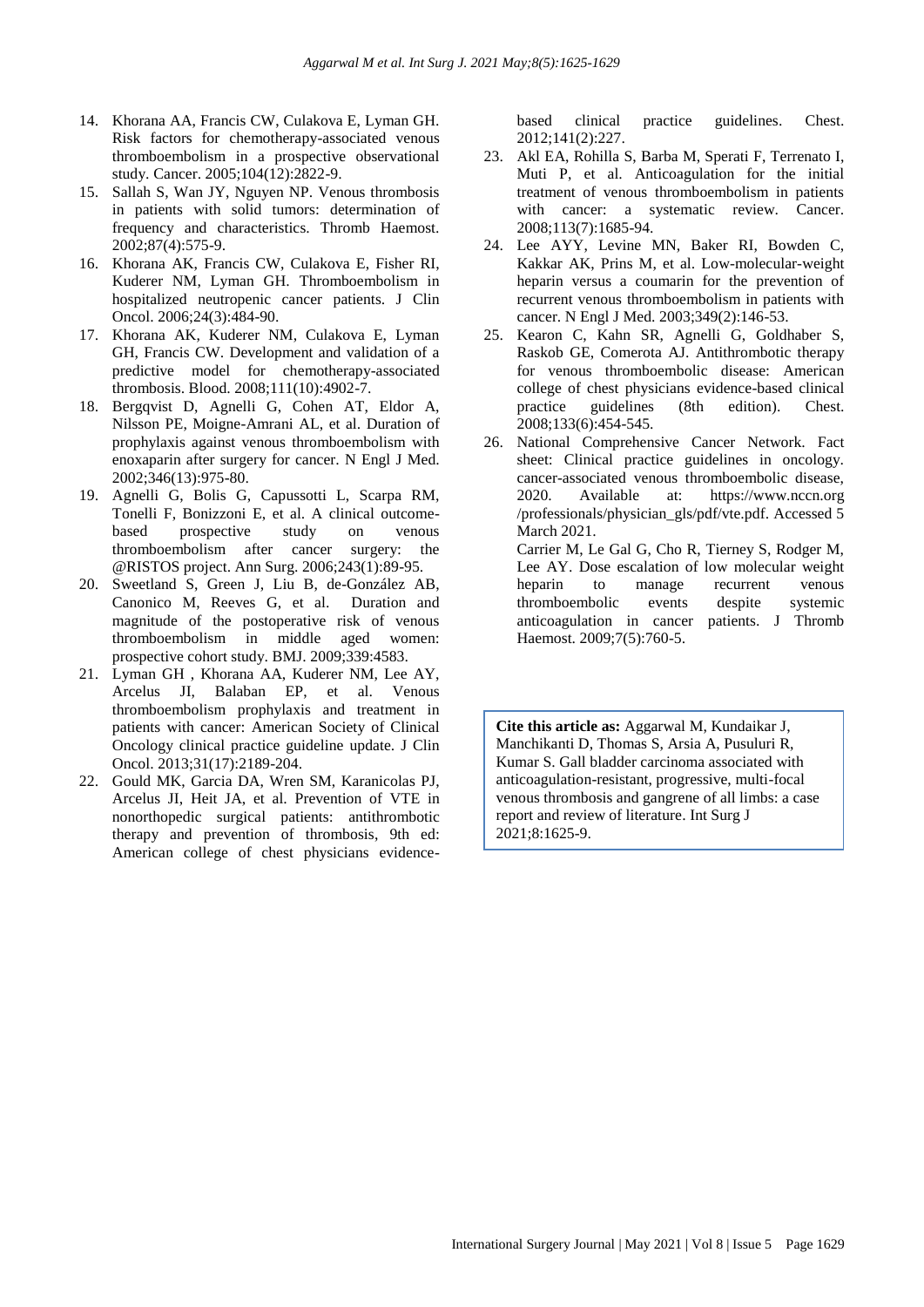14. Khorana AA, Francis CW, Culakova E, Lyman GH. Risk factors for chemotherapy-associated venous thromboembolism in a prospective observational study. Cancer. 2005;104(12):2822-9.
15. Sallah S, Wan JY, Nguyen NP. Venous thrombosis in patients with solid tumors: determination of frequency and characteristics. Thromb Haemost. 2002;87(4):575-9.
16. Khorana AK, Francis CW, Culakova E, Fisher RI, Kuderer NM, Lyman GH. Thromboembolism in hospitalized neutropenic cancer patients. J Clin Oncol. 2006;24(3):484-90.
17. Khorana AK, Kuderer NM, Culakova E, Lyman GH, Francis CW. Development and validation of a predictive model for chemotherapy-associated thrombosis. Blood. 2008;111(10):4902-7.
18. Bergqvist D, Agnelli G, Cohen AT, Eldor A, Nilsson PE, Moigne-Amrani AL, et al. Duration of prophylaxis against venous thromboembolism with enoxaparin after surgery for cancer. N Engl J Med. 2002;346(13):975-80.
19. Agnelli G, Bolis G, Capussotti L, Scarpa RM, Tonelli F, Bonizzoni E, et al. A clinical outcome-based prospective study on venous thromboembolism after cancer surgery: the @RISTOS project. Ann Surg. 2006;243(1):89-95.
20. Sweetland S, Green J, Liu B, de-González AB, Canonico M, Reeves G, et al. Duration and magnitude of the postoperative risk of venous thromboembolism in middle aged women: prospective cohort study. BMJ. 2009;339:4583.
21. Lyman GH , Khorana AA, Kuderer NM, Lee AY, Arcelus JI, Balaban EP, et al. Venous thromboembolism prophylaxis and treatment in patients with cancer: American Society of Clinical Oncology clinical practice guideline update. J Clin Oncol. 2013;31(17):2189-204.
22. Gould MK, Garcia DA, Wren SM, Karanicolas PJ, Arcelus JI, Heit JA, et al. Prevention of VTE in nonorthopedic surgical patients: antithrombotic therapy and prevention of thrombosis, 9th ed: American college of chest physicians evidence-based clinical practice guidelines. Chest. 2012;141(2):227.
23. Akl EA, Rohilla S, Barba M, Sperati F, Terrenato I, Muti P, et al. Anticoagulation for the initial treatment of venous thromboembolism in patients with cancer: a systematic review. Cancer. 2008;113(7):1685-94.
24. Lee AYY, Levine MN, Baker RI, Bowden C, Kakkar AK, Prins M, et al. Low-molecular-weight heparin versus a coumarin for the prevention of recurrent venous thromboembolism in patients with cancer. N Engl J Med. 2003;349(2):146-53.
25. Kearon C, Kahn SR, Agnelli G, Goldhaber S, Raskob GE, Comerota AJ. Antithrombotic therapy for venous thromboembolic disease: American college of chest physicians evidence-based clinical practice guidelines (8th edition). Chest. 2008;133(6):454-545.
26. National Comprehensive Cancer Network. Fact sheet: Clinical practice guidelines in oncology. cancer-associated venous thromboembolic disease, 2020. Available at: https://www.nccn.org /professionals/physician_gls/pdf/vte.pdf. Accessed 5 March 2021.

    Carrier M, Le Gal G, Cho R, Tierney S, Rodger M, Lee AY. Dose escalation of low molecular weight heparin to manage recurrent venous thromboembolic events despite systemic anticoagulation in cancer patients. J Thromb Haemost. 2009;7(5):760-5.

**Cite this article as:** Aggarwal M, Kundaikar J, Manchikanti D, Thomas S, Arsia A, Pusuluri R, Kumar S. Gall bladder carcinoma associated with anticoagulation-resistant, progressive, multi-focal venous thrombosis and gangrene of all limbs: a case report and review of literature. Int Surg J 2021;8:1625-9.